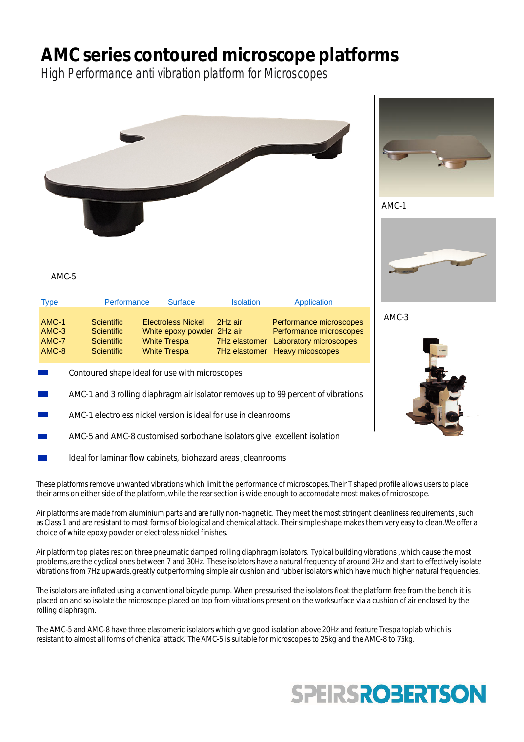# AMC series contoured microscope platforms

*High Performance anti vibration platform for Microscopes*

AMC-5

AMC-1

AMC-3

| Type | Performance | Surface | Isolation | Application |
|---|---|---|---|---|
| AMC-1 | Scientific | Electroless Nickel | 2Hz air | Performance microscopes |
| AMC-3 | Scientific | White epoxy powder | 2Hz air | Performance microscopes |
| AMC-7 | Scientific | White Trespa | 7Hz elastomer | Laboratory microscopes |
| AMC-8 | Scientific | White Trespa | 7Hz elastomer | Heavy micoscopes |

- Contoured shape ideal for use with microscopes
- AMC-1 and 3 rolling diaphragm air isolator removes up to 99 percent of vibrations
- AMC-1 electroless nickel version is ideal for use in cleanrooms
- AMC-5 and AMC-8 customised sorbothane isolators give excellent isolation
- Ideal for laminar flow cabinets, biohazard areas , cleanrooms

These platforms remove unwanted vibrations which limit the performance of microscopes.Their T shaped profile allows users to place their arms on either side of the platform,while the rear section is wide enough to accomodate most makes of microscope.

Air platforms are made from aluminium parts and are fully non-magnetic. They meet the most stringent cleanliness requirements ,such as Class 1 and are resistant to most forms of biological and chemical attack. Their simple shape makes them very easy to clean.We offer a choice of white epoxy powder or electroless nickel finishes.

Air platform top plates rest on three pneumatic damped rolling diaphragm isolators. Typical building vibrations ,which cause the most problems,are the cyclical ones between 7 and 30Hz. These isolators have a natural frequency of around 2Hz and start to effectively isolate vibrations from 7Hz upwards,greatly outperforming simple air cushion and rubber isolators which have much higher natural frequencies.

The isolators are inflated using a conventional bicycle pump. When pressurised the isolators float the platform free from the bench it is placed on and so isolate the microscope placed on top from vibrations present on the worksurface via a cushion of air enclosed by the rolling diaphragm.

The AMC-5 and AMC-8 have three elastomeric isolators which give good isolation above 20Hz and feature Trespa toplab which is resistant to almost all forms of chenical attack. The AMC-5 is suitable for microscopes to 25kg and the AMC-8 to 75kg.

SPEIRSROBERTSON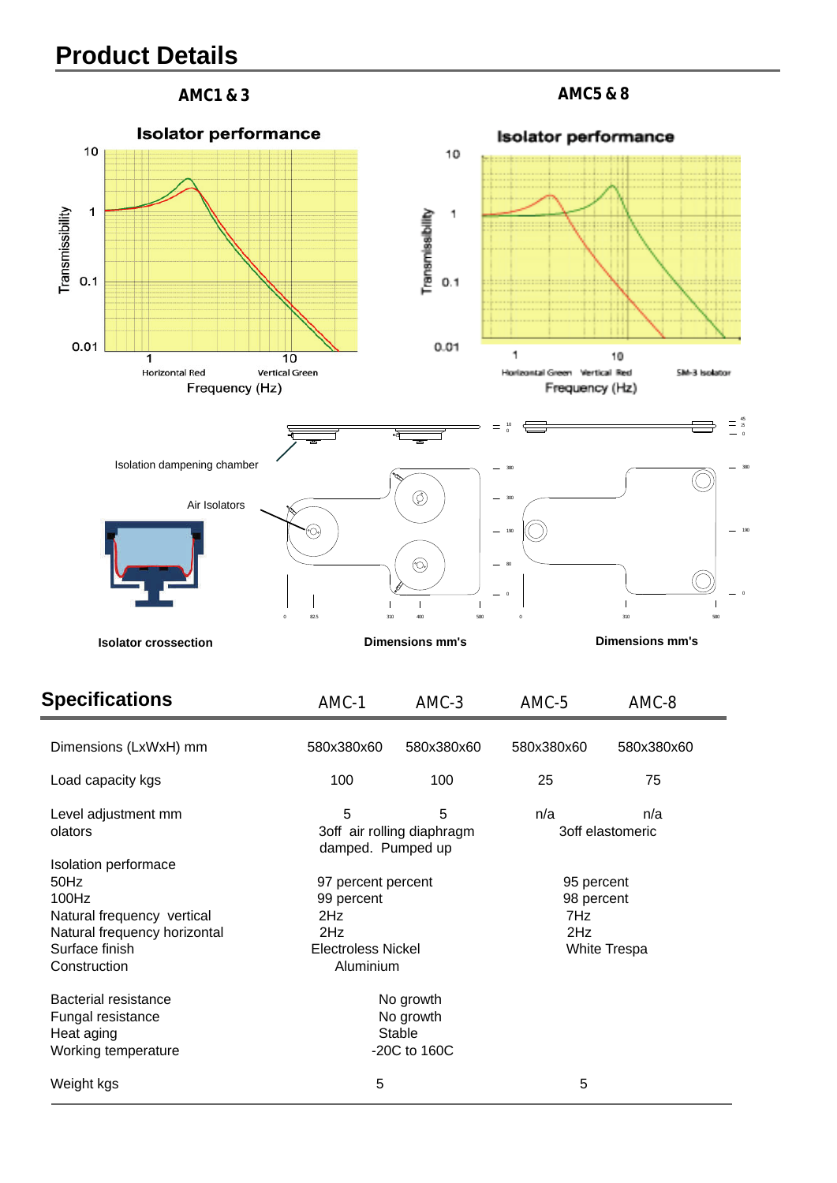# Product Details

**AMC1 & 3**

**Isolator performance**

10
1
0.1
0.01
Transmissibility
1
10
Horizontal Red
Vertical Green
Frequency (Hz)

**AMC5 & 8**

**Isolator performance**

10
1
0.1
0.01
Transmissibility
1
10
Horizontal Green
Vertical Red
SM-3 Isolator
Frequency (Hz)

Isolation dampening chamber

Air Isolators

**Isolator crossection**

0
82.5
310
400
580
380
300
190
80
0

**Dimensions mm's**

0
310
580
380
190
0

**Dimensions mm's**

## Specifications

| Specifications | AMC-1 | AMC-3 | AMC-5 | AMC-8 |
|---|---|---|---|---|
| Dimensions (LxWxH) mm | 580x380x60 | 580x380x60 | 580x380x60 | 580x380x60 |
| Load capacity kgs | 100 | 100 | 25 | 75 |
| Level adjustment mm | 5 | 5 | n/a | n/a |
| olators | 3off air rolling diaphragm damped. Pumped up | | 3off elastomeric | |
| Isolation performace | | | | |
| 50Hz | 97 percent percent | | 95 percent | |
| 100Hz | 99 percent | | 98 percent | |
| Natural frequency vertical | 2Hz | | 7Hz | |
| Natural frequency horizontal | 2Hz | | 2Hz | |
| Surface finish | Electroless Nickel | | White Trespa | |
| Construction | Aluminium | | | |
| Bacterial resistance | No growth | | | |
| Fungal resistance | No growth | | | |
| Heat aging | Stable | | | |
| Working temperature | -20C to 160C | | | |
| Weight kgs | 5 | | 5 | |